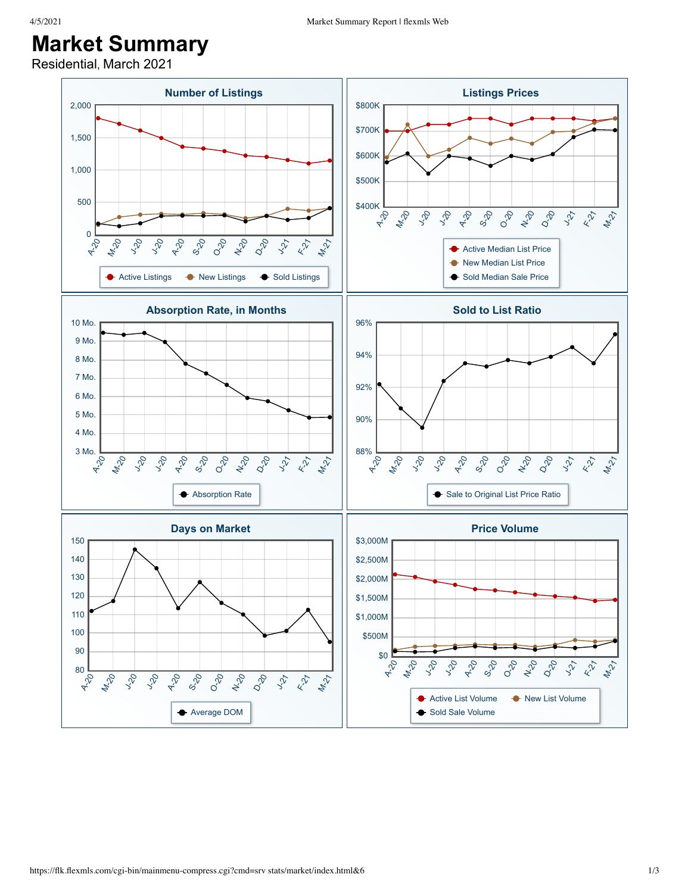# Market Summary

Residential, March 2021

## Number of Listings

Active Listings · New Listings · Sold Listings

## Listings Prices

Active Median List Price · New Median List Price · Sold Median Sale Price

## Absorption Rate, in Months

Absorption Rate

## Sold to List Ratio

Sale to Original List Price Ratio

## Days on Market

Average DOM

## Price Volume

Active List Volume · New List Volume · Sold Sale Volume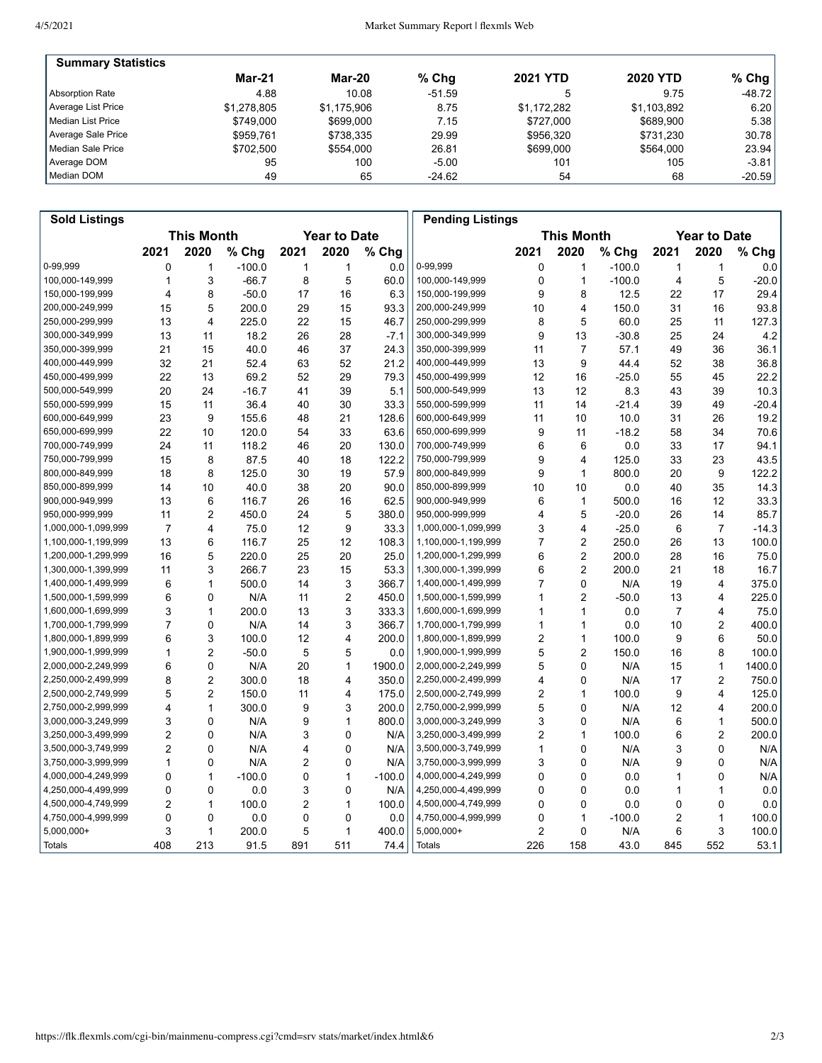## Summary Statistics

| | Mar-21 | Mar-20 | % Chg | 2021 YTD | 2020 YTD | % Chg |
|---|---|---|---|---|---|---|
| Absorption Rate | 4.88 | 10.08 | -51.59 | 5 | 9.75 | -48.72 |
| Average List Price | $1,278,805 | $1,175,906 | 8.75 | $1,172,282 | $1,103,892 | 6.20 |
| Median List Price | $749,000 | $699,000 | 7.15 | $727,000 | $689,900 | 5.38 |
| Average Sale Price | $959,761 | $738,335 | 29.99 | $956,320 | $731,230 | 30.78 |
| Median Sale Price | $702,500 | $554,000 | 26.81 | $699,000 | $564,000 | 23.94 |
| Average DOM | 95 | 100 | -5.00 | 101 | 105 | -3.81 |
| Median DOM | 49 | 65 | -24.62 | 54 | 68 | -20.59 |

## Sold Listings

| | This Month | | | Year to Date | | |
|---|---|---|---|---|---|---|
| | 2021 | 2020 | % Chg | 2021 | 2020 | % Chg |
| 0-99,999 | 0 | 1 | -100.0 | 1 | 1 | 0.0 |
| 100,000-149,999 | 1 | 3 | -66.7 | 8 | 5 | 60.0 |
| 150,000-199,999 | 4 | 8 | -50.0 | 17 | 16 | 6.3 |
| 200,000-249,999 | 15 | 5 | 200.0 | 29 | 15 | 93.3 |
| 250,000-299,999 | 13 | 4 | 225.0 | 22 | 15 | 46.7 |
| 300,000-349,999 | 13 | 11 | 18.2 | 26 | 28 | -7.1 |
| 350,000-399,999 | 21 | 15 | 40.0 | 46 | 37 | 24.3 |
| 400,000-449,999 | 32 | 21 | 52.4 | 63 | 52 | 21.2 |
| 450,000-499,999 | 22 | 13 | 69.2 | 52 | 29 | 79.3 |
| 500,000-549,999 | 20 | 24 | -16.7 | 41 | 39 | 5.1 |
| 550,000-599,999 | 15 | 11 | 36.4 | 40 | 30 | 33.3 |
| 600,000-649,999 | 23 | 9 | 155.6 | 48 | 21 | 128.6 |
| 650,000-699,999 | 22 | 10 | 120.0 | 54 | 33 | 63.6 |
| 700,000-749,999 | 24 | 11 | 118.2 | 46 | 20 | 130.0 |
| 750,000-799,999 | 15 | 8 | 87.5 | 40 | 18 | 122.2 |
| 800,000-849,999 | 18 | 8 | 125.0 | 30 | 19 | 57.9 |
| 850,000-899,999 | 14 | 10 | 40.0 | 38 | 20 | 90.0 |
| 900,000-949,999 | 13 | 6 | 116.7 | 26 | 16 | 62.5 |
| 950,000-999,999 | 11 | 2 | 450.0 | 24 | 5 | 380.0 |
| 1,000,000-1,099,999 | 7 | 4 | 75.0 | 12 | 9 | 33.3 |
| 1,100,000-1,199,999 | 13 | 6 | 116.7 | 25 | 12 | 108.3 |
| 1,200,000-1,299,999 | 16 | 5 | 220.0 | 25 | 20 | 25.0 |
| 1,300,000-1,399,999 | 11 | 3 | 266.7 | 23 | 15 | 53.3 |
| 1,400,000-1,499,999 | 6 | 1 | 500.0 | 14 | 3 | 366.7 |
| 1,500,000-1,599,999 | 6 | 0 | N/A | 11 | 2 | 450.0 |
| 1,600,000-1,699,999 | 3 | 1 | 200.0 | 13 | 3 | 333.3 |
| 1,700,000-1,799,999 | 7 | 0 | N/A | 14 | 3 | 366.7 |
| 1,800,000-1,899,999 | 6 | 3 | 100.0 | 12 | 4 | 200.0 |
| 1,900,000-1,999,999 | 1 | 2 | -50.0 | 5 | 5 | 0.0 |
| 2,000,000-2,249,999 | 6 | 0 | N/A | 20 | 1 | 1900.0 |
| 2,250,000-2,499,999 | 8 | 2 | 300.0 | 18 | 4 | 350.0 |
| 2,500,000-2,749,999 | 5 | 2 | 150.0 | 11 | 4 | 175.0 |
| 2,750,000-2,999,999 | 4 | 1 | 300.0 | 9 | 3 | 200.0 |
| 3,000,000-3,249,999 | 3 | 0 | N/A | 9 | 1 | 800.0 |
| 3,250,000-3,499,999 | 2 | 0 | N/A | 3 | 0 | N/A |
| 3,500,000-3,749,999 | 2 | 0 | N/A | 4 | 0 | N/A |
| 3,750,000-3,999,999 | 1 | 0 | N/A | 2 | 0 | N/A |
| 4,000,000-4,249,999 | 0 | 1 | -100.0 | 0 | 1 | -100.0 |
| 4,250,000-4,499,999 | 0 | 0 | 0.0 | 3 | 0 | N/A |
| 4,500,000-4,749,999 | 2 | 1 | 100.0 | 2 | 1 | 100.0 |
| 4,750,000-4,999,999 | 0 | 0 | 0.0 | 0 | 0 | 0.0 |
| 5,000,000+ | 3 | 1 | 200.0 | 5 | 1 | 400.0 |
| Totals | 408 | 213 | 91.5 | 891 | 511 | 74.4 |

## Pending Listings

| | This Month | | | Year to Date | | |
|---|---|---|---|---|---|---|
| | 2021 | 2020 | % Chg | 2021 | 2020 | % Chg |
| 0-99,999 | 0 | 1 | -100.0 | 1 | 1 | 0.0 |
| 100,000-149,999 | 0 | 1 | -100.0 | 4 | 5 | -20.0 |
| 150,000-199,999 | 9 | 8 | 12.5 | 22 | 17 | 29.4 |
| 200,000-249,999 | 10 | 4 | 150.0 | 31 | 16 | 93.8 |
| 250,000-299,999 | 8 | 5 | 60.0 | 25 | 11 | 127.3 |
| 300,000-349,999 | 9 | 13 | -30.8 | 25 | 24 | 4.2 |
| 350,000-399,999 | 11 | 7 | 57.1 | 49 | 36 | 36.1 |
| 400,000-449,999 | 13 | 9 | 44.4 | 52 | 38 | 36.8 |
| 450,000-499,999 | 12 | 16 | -25.0 | 55 | 45 | 22.2 |
| 500,000-549,999 | 13 | 12 | 8.3 | 43 | 39 | 10.3 |
| 550,000-599,999 | 11 | 14 | -21.4 | 39 | 49 | -20.4 |
| 600,000-649,999 | 11 | 10 | 10.0 | 31 | 26 | 19.2 |
| 650,000-699,999 | 9 | 11 | -18.2 | 58 | 34 | 70.6 |
| 700,000-749,999 | 6 | 6 | 0.0 | 33 | 17 | 94.1 |
| 750,000-799,999 | 9 | 4 | 125.0 | 33 | 23 | 43.5 |
| 800,000-849,999 | 9 | 1 | 800.0 | 20 | 9 | 122.2 |
| 850,000-899,999 | 10 | 10 | 0.0 | 40 | 35 | 14.3 |
| 900,000-949,999 | 6 | 1 | 500.0 | 16 | 12 | 33.3 |
| 950,000-999,999 | 4 | 5 | -20.0 | 26 | 14 | 85.7 |
| 1,000,000-1,099,999 | 3 | 4 | -25.0 | 6 | 7 | -14.3 |
| 1,100,000-1,199,999 | 7 | 2 | 250.0 | 26 | 13 | 100.0 |
| 1,200,000-1,299,999 | 6 | 2 | 200.0 | 28 | 16 | 75.0 |
| 1,300,000-1,399,999 | 6 | 2 | 200.0 | 21 | 18 | 16.7 |
| 1,400,000-1,499,999 | 7 | 0 | N/A | 19 | 4 | 375.0 |
| 1,500,000-1,599,999 | 1 | 2 | -50.0 | 13 | 4 | 225.0 |
| 1,600,000-1,699,999 | 1 | 1 | 0.0 | 7 | 4 | 75.0 |
| 1,700,000-1,799,999 | 1 | 1 | 0.0 | 10 | 2 | 400.0 |
| 1,800,000-1,899,999 | 2 | 1 | 100.0 | 9 | 6 | 50.0 |
| 1,900,000-1,999,999 | 5 | 2 | 150.0 | 16 | 8 | 100.0 |
| 2,000,000-2,249,999 | 5 | 0 | N/A | 15 | 1 | 1400.0 |
| 2,250,000-2,499,999 | 4 | 0 | N/A | 17 | 2 | 750.0 |
| 2,500,000-2,749,999 | 2 | 1 | 100.0 | 9 | 4 | 125.0 |
| 2,750,000-2,999,999 | 5 | 0 | N/A | 12 | 4 | 200.0 |
| 3,000,000-3,249,999 | 3 | 0 | N/A | 6 | 1 | 500.0 |
| 3,250,000-3,499,999 | 2 | 1 | 100.0 | 6 | 2 | 200.0 |
| 3,500,000-3,749,999 | 1 | 0 | N/A | 3 | 0 | N/A |
| 3,750,000-3,999,999 | 3 | 0 | N/A | 9 | 0 | N/A |
| 4,000,000-4,249,999 | 0 | 0 | 0.0 | 1 | 0 | N/A |
| 4,250,000-4,499,999 | 0 | 0 | 0.0 | 1 | 1 | 0.0 |
| 4,500,000-4,749,999 | 0 | 0 | 0.0 | 0 | 0 | 0.0 |
| 4,750,000-4,999,999 | 0 | 1 | -100.0 | 2 | 1 | 100.0 |
| 5,000,000+ | 2 | 0 | N/A | 6 | 3 | 100.0 |
| Totals | 226 | 158 | 43.0 | 845 | 552 | 53.1 |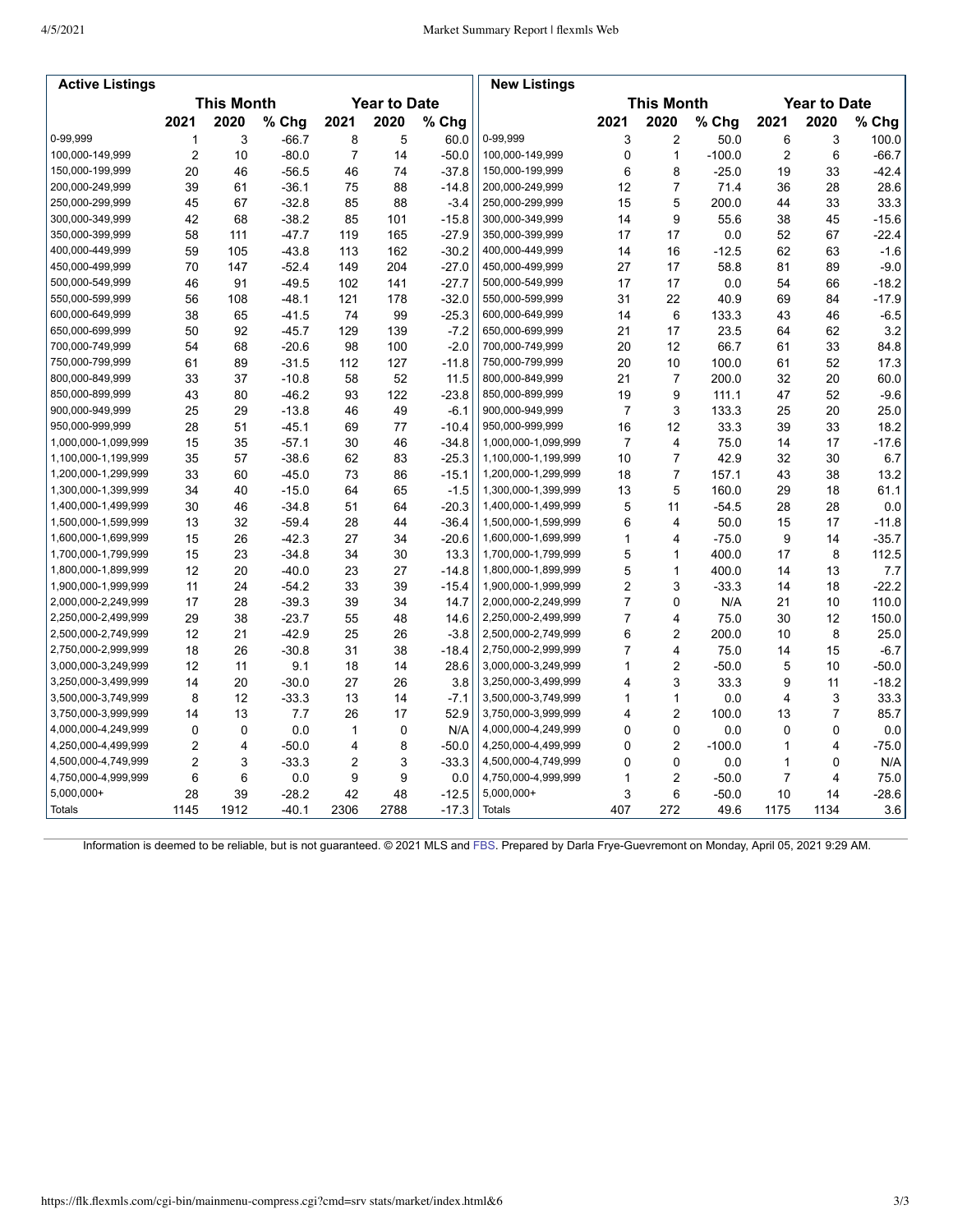| Active Listings | This Month | | | Year to Date | | |
|---|---|---|---|---|---|---|
| | 2021 | 2020 | % Chg | 2021 | 2020 | % Chg |
| 0-99,999 | 1 | 3 | -66.7 | 8 | 5 | 60.0 |
| 100,000-149,999 | 2 | 10 | -80.0 | 7 | 14 | -50.0 |
| 150,000-199,999 | 20 | 46 | -56.5 | 46 | 74 | -37.8 |
| 200,000-249,999 | 39 | 61 | -36.1 | 75 | 88 | -14.8 |
| 250,000-299,999 | 45 | 67 | -32.8 | 85 | 88 | -3.4 |
| 300,000-349,999 | 42 | 68 | -38.2 | 85 | 101 | -15.8 |
| 350,000-399,999 | 58 | 111 | -47.7 | 119 | 165 | -27.9 |
| 400,000-449,999 | 59 | 105 | -43.8 | 113 | 162 | -30.2 |
| 450,000-499,999 | 70 | 147 | -52.4 | 149 | 204 | -27.0 |
| 500,000-549,999 | 46 | 91 | -49.5 | 102 | 141 | -27.7 |
| 550,000-599,999 | 56 | 108 | -48.1 | 121 | 178 | -32.0 |
| 600,000-649,999 | 38 | 65 | -41.5 | 74 | 99 | -25.3 |
| 650,000-699,999 | 50 | 92 | -45.7 | 129 | 139 | -7.2 |
| 700,000-749,999 | 54 | 68 | -20.6 | 98 | 100 | -2.0 |
| 750,000-799,999 | 61 | 89 | -31.5 | 112 | 127 | -11.8 |
| 800,000-849,999 | 33 | 37 | -10.8 | 58 | 52 | 11.5 |
| 850,000-899,999 | 43 | 80 | -46.2 | 93 | 122 | -23.8 |
| 900,000-949,999 | 25 | 29 | -13.8 | 46 | 49 | -6.1 |
| 950,000-999,999 | 28 | 51 | -45.1 | 69 | 77 | -10.4 |
| 1,000,000-1,099,999 | 15 | 35 | -57.1 | 30 | 46 | -34.8 |
| 1,100,000-1,199,999 | 35 | 57 | -38.6 | 62 | 83 | -25.3 |
| 1,200,000-1,299,999 | 33 | 60 | -45.0 | 73 | 86 | -15.1 |
| 1,300,000-1,399,999 | 34 | 40 | -15.0 | 64 | 65 | -1.5 |
| 1,400,000-1,499,999 | 30 | 46 | -34.8 | 51 | 64 | -20.3 |
| 1,500,000-1,599,999 | 13 | 32 | -59.4 | 28 | 44 | -36.4 |
| 1,600,000-1,699,999 | 15 | 26 | -42.3 | 27 | 34 | -20.6 |
| 1,700,000-1,799,999 | 15 | 23 | -34.8 | 34 | 30 | 13.3 |
| 1,800,000-1,899,999 | 12 | 20 | -40.0 | 23 | 27 | -14.8 |
| 1,900,000-1,999,999 | 11 | 24 | -54.2 | 33 | 39 | -15.4 |
| 2,000,000-2,249,999 | 17 | 28 | -39.3 | 39 | 34 | 14.7 |
| 2,250,000-2,499,999 | 29 | 38 | -23.7 | 55 | 48 | 14.6 |
| 2,500,000-2,749,999 | 12 | 21 | -42.9 | 25 | 26 | -3.8 |
| 2,750,000-2,999,999 | 18 | 26 | -30.8 | 31 | 38 | -18.4 |
| 3,000,000-3,249,999 | 12 | 11 | 9.1 | 18 | 14 | 28.6 |
| 3,250,000-3,499,999 | 14 | 20 | -30.0 | 27 | 26 | 3.8 |
| 3,500,000-3,749,999 | 8 | 12 | -33.3 | 13 | 14 | -7.1 |
| 3,750,000-3,999,999 | 14 | 13 | 7.7 | 26 | 17 | 52.9 |
| 4,000,000-4,249,999 | 0 | 0 | 0.0 | 1 | 0 | N/A |
| 4,250,000-4,499,999 | 2 | 4 | -50.0 | 4 | 8 | -50.0 |
| 4,500,000-4,749,999 | 2 | 3 | -33.3 | 2 | 3 | -33.3 |
| 4,750,000-4,999,999 | 6 | 6 | 0.0 | 9 | 9 | 0.0 |
| 5,000,000+ | 28 | 39 | -28.2 | 42 | 48 | -12.5 |
| Totals | 1145 | 1912 | -40.1 | 2306 | 2788 | -17.3 |

| New Listings | This Month | | | Year to Date | | |
|---|---|---|---|---|---|---|
| | 2021 | 2020 | % Chg | 2021 | 2020 | % Chg |
| 0-99,999 | 3 | 2 | 50.0 | 6 | 3 | 100.0 |
| 100,000-149,999 | 0 | 1 | -100.0 | 2 | 6 | -66.7 |
| 150,000-199,999 | 6 | 8 | -25.0 | 19 | 33 | -42.4 |
| 200,000-249,999 | 12 | 7 | 71.4 | 36 | 28 | 28.6 |
| 250,000-299,999 | 15 | 5 | 200.0 | 44 | 33 | 33.3 |
| 300,000-349,999 | 14 | 9 | 55.6 | 38 | 45 | -15.6 |
| 350,000-399,999 | 17 | 17 | 0.0 | 52 | 67 | -22.4 |
| 400,000-449,999 | 14 | 16 | -12.5 | 62 | 63 | -1.6 |
| 450,000-499,999 | 27 | 17 | 58.8 | 81 | 89 | -9.0 |
| 500,000-549,999 | 17 | 17 | 0.0 | 54 | 66 | -18.2 |
| 550,000-599,999 | 31 | 22 | 40.9 | 69 | 84 | -17.9 |
| 600,000-649,999 | 14 | 6 | 133.3 | 43 | 46 | -6.5 |
| 650,000-699,999 | 21 | 17 | 23.5 | 64 | 62 | 3.2 |
| 700,000-749,999 | 20 | 12 | 66.7 | 61 | 33 | 84.8 |
| 750,000-799,999 | 20 | 10 | 100.0 | 61 | 52 | 17.3 |
| 800,000-849,999 | 21 | 7 | 200.0 | 32 | 20 | 60.0 |
| 850,000-899,999 | 19 | 9 | 111.1 | 47 | 52 | -9.6 |
| 900,000-949,999 | 7 | 3 | 133.3 | 25 | 20 | 25.0 |
| 950,000-999,999 | 16 | 12 | 33.3 | 39 | 33 | 18.2 |
| 1,000,000-1,099,999 | 7 | 4 | 75.0 | 14 | 17 | -17.6 |
| 1,100,000-1,199,999 | 10 | 7 | 42.9 | 32 | 30 | 6.7 |
| 1,200,000-1,299,999 | 18 | 7 | 157.1 | 43 | 38 | 13.2 |
| 1,300,000-1,399,999 | 13 | 5 | 160.0 | 29 | 18 | 61.1 |
| 1,400,000-1,499,999 | 5 | 11 | -54.5 | 28 | 28 | 0.0 |
| 1,500,000-1,599,999 | 6 | 4 | 50.0 | 15 | 17 | -11.8 |
| 1,600,000-1,699,999 | 1 | 4 | -75.0 | 9 | 14 | -35.7 |
| 1,700,000-1,799,999 | 5 | 1 | 400.0 | 17 | 8 | 112.5 |
| 1,800,000-1,899,999 | 5 | 1 | 400.0 | 14 | 13 | 7.7 |
| 1,900,000-1,999,999 | 2 | 3 | -33.3 | 14 | 18 | -22.2 |
| 2,000,000-2,249,999 | 7 | 0 | N/A | 21 | 10 | 110.0 |
| 2,250,000-2,499,999 | 7 | 4 | 75.0 | 30 | 12 | 150.0 |
| 2,500,000-2,749,999 | 6 | 2 | 200.0 | 10 | 8 | 25.0 |
| 2,750,000-2,999,999 | 7 | 4 | 75.0 | 14 | 15 | -6.7 |
| 3,000,000-3,249,999 | 1 | 2 | -50.0 | 5 | 10 | -50.0 |
| 3,250,000-3,499,999 | 4 | 3 | 33.3 | 9 | 11 | -18.2 |
| 3,500,000-3,749,999 | 1 | 1 | 0.0 | 4 | 3 | 33.3 |
| 3,750,000-3,999,999 | 4 | 2 | 100.0 | 13 | 7 | 85.7 |
| 4,000,000-4,249,999 | 0 | 0 | 0.0 | 0 | 0 | 0.0 |
| 4,250,000-4,499,999 | 0 | 2 | -100.0 | 1 | 4 | -75.0 |
| 4,500,000-4,749,999 | 0 | 0 | 0.0 | 1 | 0 | N/A |
| 4,750,000-4,999,999 | 1 | 2 | -50.0 | 7 | 4 | 75.0 |
| 5,000,000+ | 3 | 6 | -50.0 | 10 | 14 | -28.6 |
| Totals | 407 | 272 | 49.6 | 1175 | 1134 | 3.6 |

Information is deemed to be reliable, but is not guaranteed. © 2021 MLS and FBS. Prepared by Darla Frye-Guevremont on Monday, April 05, 2021 9:29 AM.